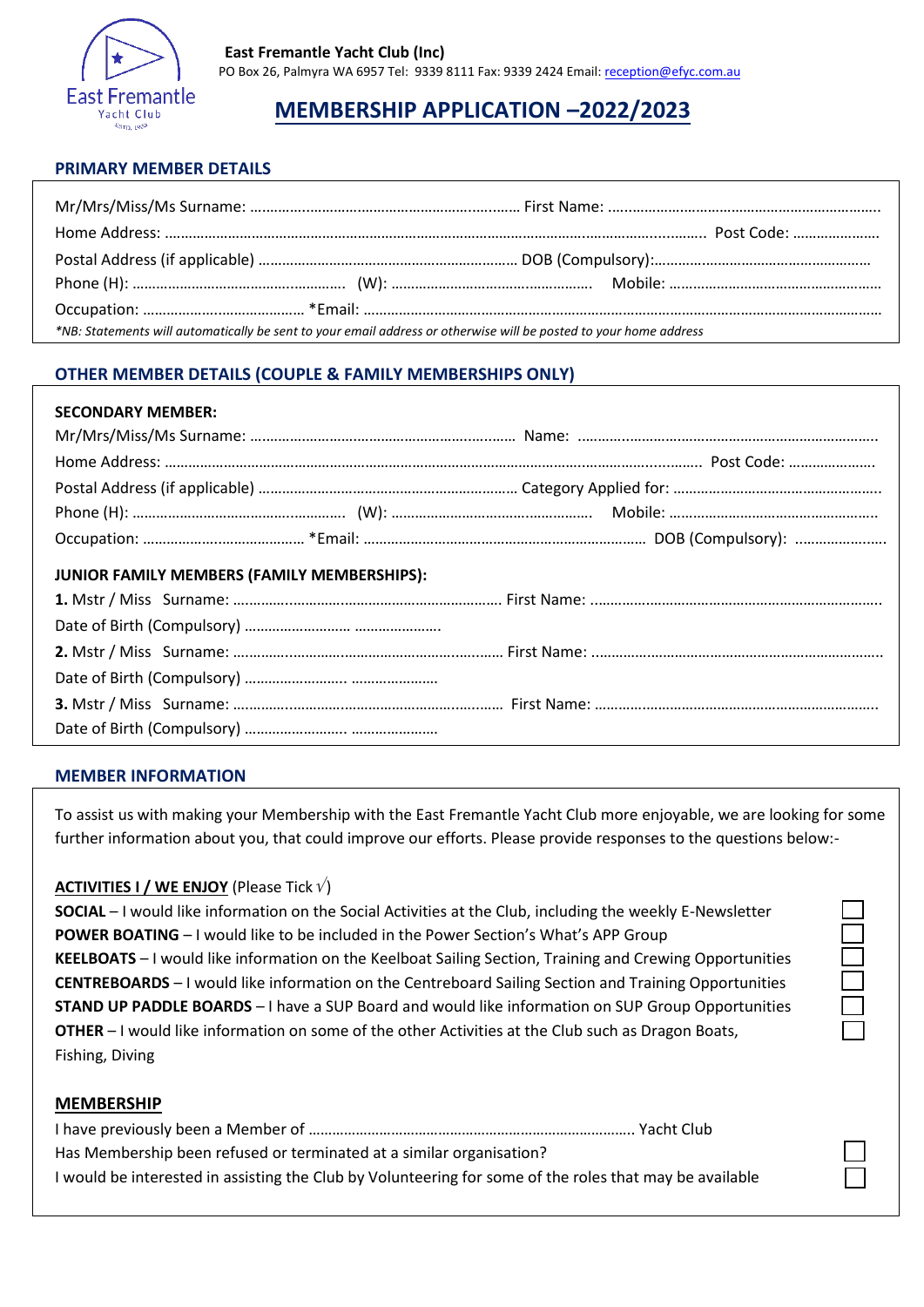**East Fremantle Yacht Club (Inc)**
PO Box 26, Palmyra WA 6957 Tel: 9339 8111 Fax: 9339 2424 Email: reception@efyc.com.au

# MEMBERSHIP APPLICATION –2022/2023

## PRIMARY MEMBER DETAILS

Mr/Mrs/Miss/Ms Surname: ………………………………………………………… First Name: …………………………………………………………
Home Address: ……………………………………………………………………………………………………………… Post Code: …………………
Postal Address (if applicable) ………………………………………………………… DOB (Compulsory):………………………………………………
Phone (H): ……………………………………………… (W): …………………………………………… Mobile: ……………………………………………
Occupation: ………………………………… *Email: ……………………………………………………………………………………………………………

*NB: Statements will automatically be sent to your email address or otherwise will be posted to your home address*

## OTHER MEMBER DETAILS (COUPLE & FAMILY MEMBERSHIPS ONLY)

**SECONDARY MEMBER:**

Mr/Mrs/Miss/Ms Surname: ………………………………………………………… Name: …………………………………………………………………
Home Address: ……………………………………………………………………………………………………………… Post Code: …………………
Postal Address (if applicable) ………………………………………………………… Category Applied for: ……………………………………………
Phone (H): ……………………………………………… (W): …………………………………………… Mobile: ……………………………………………
Occupation: ………………………………… *Email: ……………………………………………………………… DOB (Compulsory): ……………………

**JUNIOR FAMILY MEMBERS (FAMILY MEMBERSHIPS):**

**1.** Mstr / Miss Surname: ………………………………………………………… First Name: …………………………………………………………
Date of Birth (Compulsory) ……………………… …………………

**2.** Mstr / Miss Surname: ………………………………………………………… First Name: …………………………………………………………
Date of Birth (Compulsory) ……………………… …………………

**3.** Mstr / Miss Surname: ………………………………………………………… First Name: …………………………………………………………
Date of Birth (Compulsory) ……………………… …………………

## MEMBER INFORMATION

To assist us with making your Membership with the East Fremantle Yacht Club more enjoyable, we are looking for some further information about you, that could improve our efforts. Please provide responses to the questions below:-

**ACTIVITIES I / WE ENJOY** (Please Tick √)

- **SOCIAL** – I would like information on the Social Activities at the Club, including the weekly E-Newsletter ☐
- **POWER BOATING** – I would like to be included in the Power Section's What's APP Group ☐
- **KEELBOATS** – I would like information on the Keelboat Sailing Section, Training and Crewing Opportunities ☐
- **CENTREBOARDS** – I would like information on the Centreboard Sailing Section and Training Opportunities ☐
- **STAND UP PADDLE BOARDS** – I have a SUP Board and would like information on SUP Group Opportunities ☐
- **OTHER** – I would like information on some of the other Activities at the Club such as Dragon Boats, Fishing, Diving ☐

**MEMBERSHIP**

I have previously been a Member of ……………………………………………………………………… Yacht Club
Has Membership been refused or terminated at a similar organisation? ☐
I would be interested in assisting the Club by Volunteering for some of the roles that may be available ☐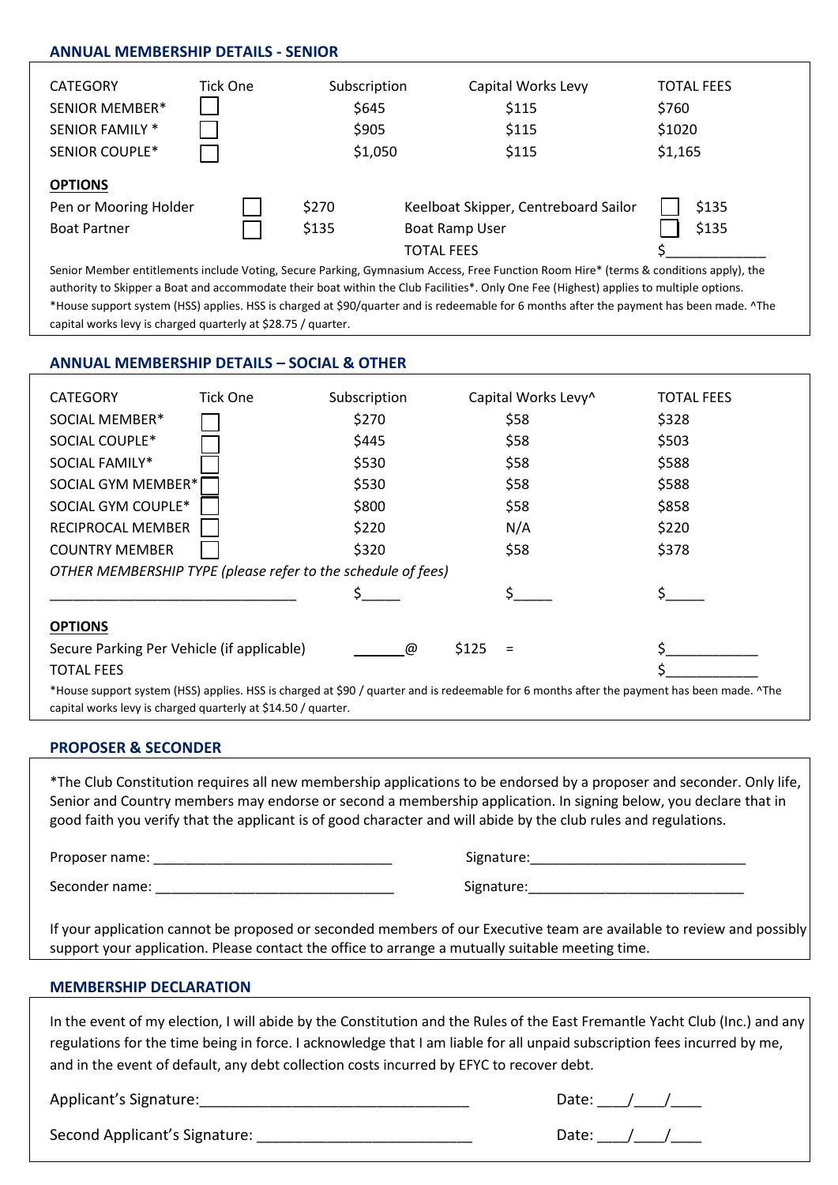## ANNUAL MEMBERSHIP DETAILS - SENIOR

| CATEGORY | Tick One | Subscription | Capital Works Levy | TOTAL FEES |
|---|---|---|---|---|
| SENIOR MEMBER* | ☐ | $645 | $115 | $760 |
| SENIOR FAMILY * | ☐ | $905 | $115 | $1020 |
| SENIOR COUPLE* | ☐ | $1,050 | $115 | $1,165 |

**OPTIONS**

| | | | | | |
|---|---|---|---|---|---|
| Pen or Mooring Holder | ☐ | $270 | Keelboat Skipper, Centreboard Sailor | ☐ | $135 |
| Boat Partner | ☐ | $135 | Boat Ramp User | ☐ | $135 |
| | | | TOTAL FEES | | $____________ |

Senior Member entitlements include Voting, Secure Parking, Gymnasium Access, Free Function Room Hire* (terms & conditions apply), the authority to Skipper a Boat and accommodate their boat within the Club Facilities*. Only One Fee (Highest) applies to multiple options. *House support system (HSS) applies. HSS is charged at $90/quarter and is redeemable for 6 months after the payment has been made. ^The capital works levy is charged quarterly at $28.75 / quarter.

## ANNUAL MEMBERSHIP DETAILS – SOCIAL & OTHER

| CATEGORY | Tick One | Subscription | Capital Works Levy^ | TOTAL FEES |
|---|---|---|---|---|
| SOCIAL MEMBER* | ☐ | $270 | $58 | $328 |
| SOCIAL COUPLE* | ☐ | $445 | $58 | $503 |
| SOCIAL FAMILY* | ☐ | $530 | $58 | $588 |
| SOCIAL GYM MEMBER* | ☐ | $530 | $58 | $588 |
| SOCIAL GYM COUPLE* | ☐ | $800 | $58 | $858 |
| RECIPROCAL MEMBER | ☐ | $220 | N/A | $220 |
| COUNTRY MEMBER | ☐ | $320 | $58 | $378 |

*OTHER MEMBERSHIP TYPE (please refer to the schedule of fees)*

_______________________________ $_____ $_____ $_____

**OPTIONS**

Secure Parking Per Vehicle (if applicable) _______@ $125 = $____________

TOTAL FEES $____________

*House support system (HSS) applies. HSS is charged at $90 / quarter and is redeemable for 6 months after the payment has been made. ^The capital works levy is charged quarterly at $14.50 / quarter.

## PROPOSER & SECONDER

*The Club Constitution requires all new membership applications to be endorsed by a proposer and seconder. Only life, Senior and Country members may endorse or second a membership application. In signing below, you declare that in good faith you verify that the applicant is of good character and will abide by the club rules and regulations.

Proposer name: _______________________________ Signature:____________________________

Seconder name: _______________________________ Signature:____________________________

If your application cannot be proposed or seconded members of our Executive team are available to review and possibly support your application. Please contact the office to arrange a mutually suitable meeting time.

## MEMBERSHIP DECLARATION

In the event of my election, I will abide by the Constitution and the Rules of the East Fremantle Yacht Club (Inc.) and any regulations for the time being in force. I acknowledge that I am liable for all unpaid subscription fees incurred by me, and in the event of default, any debt collection costs incurred by EFYC to recover debt.

Applicant's Signature:_________________________________ Date: ____/____/____

Second Applicant's Signature: __________________________ Date: ____/____/____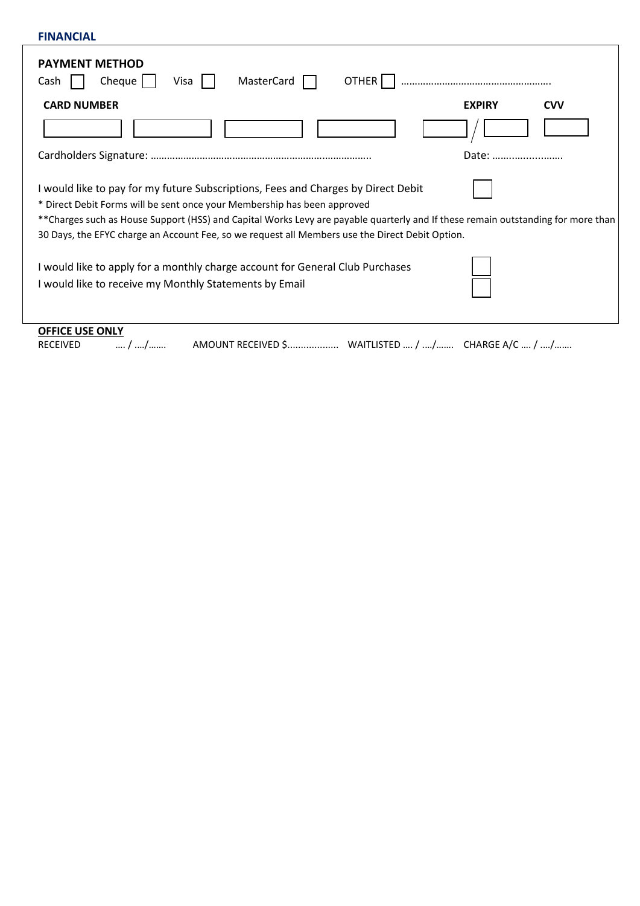## FINANCIAL

### PAYMENT METHOD

Cash ☐ Cheque ☐ Visa ☐ MasterCard ☐ OTHER ☐ ……………………………………………….

**CARD NUMBER** **EXPIRY** **CVV**

☐ ☐ ☐ ☐ ☐ / ☐ ☐

Cardholders Signature: …………………………………………………………………….. Date: ……..….............

I would like to pay for my future Subscriptions, Fees and Charges by Direct Debit ☐

\* Direct Debit Forms will be sent once your Membership has been approved

\*\*Charges such as House Support (HSS) and Capital Works Levy are payable quarterly and If these remain outstanding for more than 30 Days, the EFYC charge an Account Fee, so we request all Members use the Direct Debit Option.

I would like to apply for a monthly charge account for General Club Purchases ☐

I would like to receive my Monthly Statements by Email ☐

**OFFICE USE ONLY**

RECEIVED …. / …./……. AMOUNT RECEIVED $.................. WAITLISTED …. / …./……. CHARGE A/C …. / …./…….